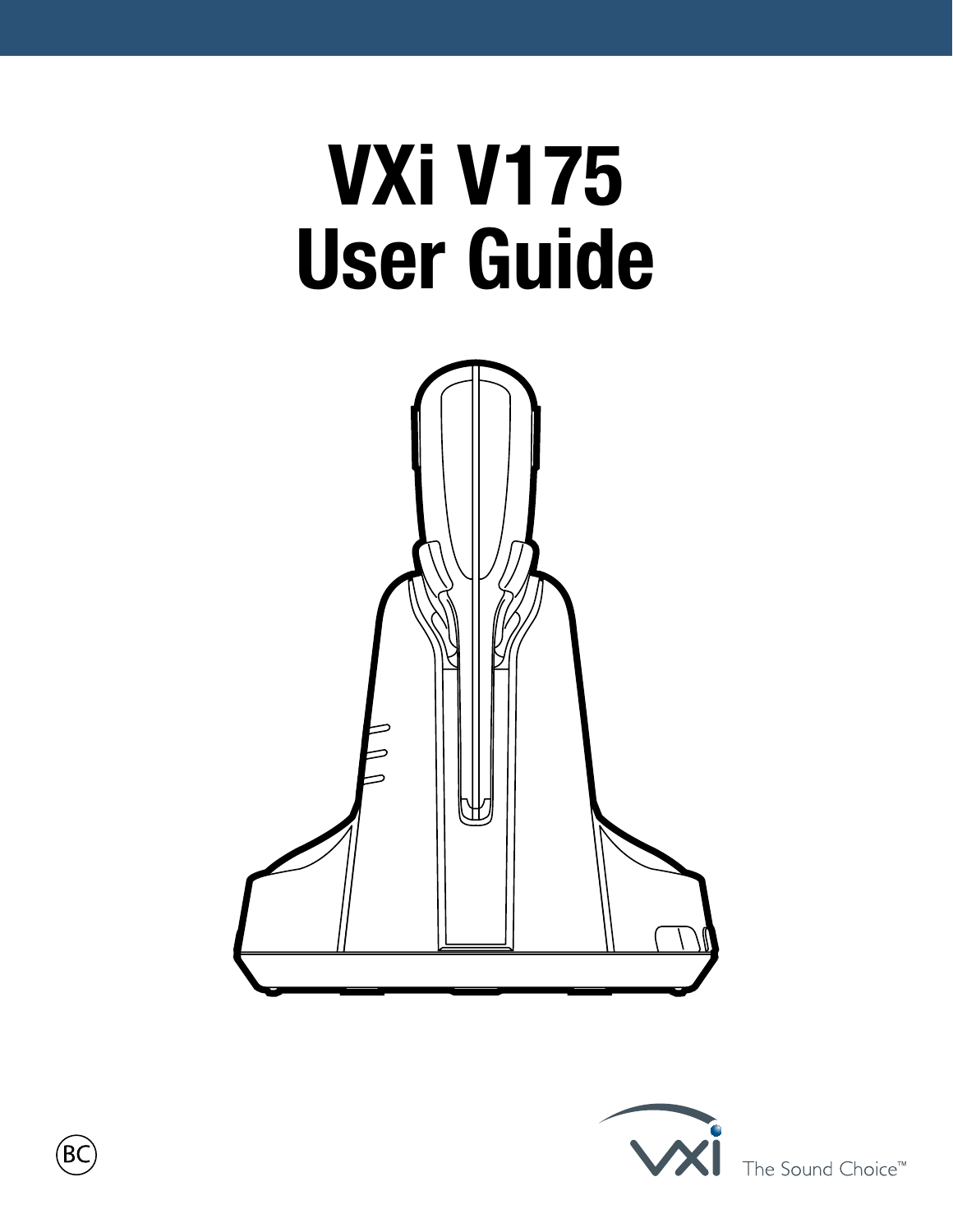# VXi V175 User Guide

The Sound Choice™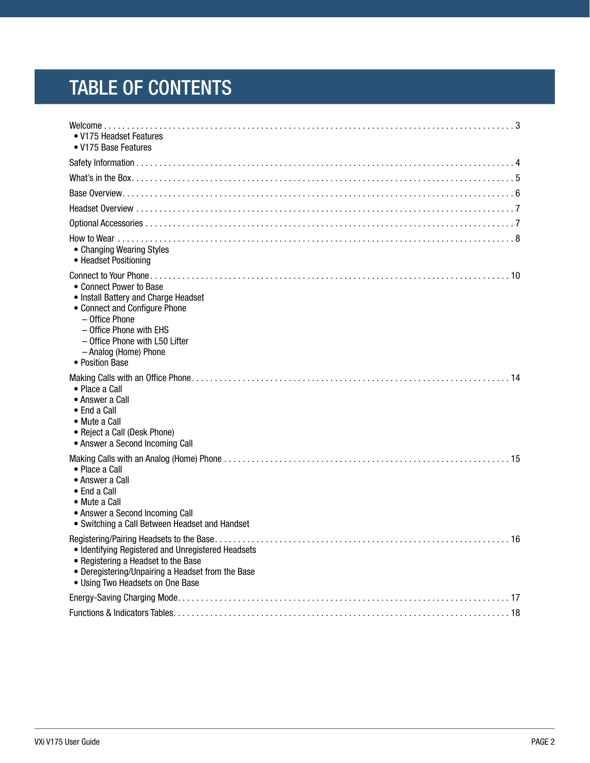# TABLE OF CONTENTS

Welcome . . . . . . . . . . . . . . . . . . . . . . . . . . . . . . . . . . . . . . . . . . . . . . . . . . . . . . . . . . . . . . . . . . . . . . . . . . . . . . . . 3
- V175 Headset Features
- V175 Base Features

Safety Information . . . . . . . . . . . . . . . . . . . . . . . . . . . . . . . . . . . . . . . . . . . . . . . . . . . . . . . . . . . . . . . . . . . . . . . . . . . 4

What's in the Box. . . . . . . . . . . . . . . . . . . . . . . . . . . . . . . . . . . . . . . . . . . . . . . . . . . . . . . . . . . . . . . . . . . . . . . . . . . . 5

Base Overview. . . . . . . . . . . . . . . . . . . . . . . . . . . . . . . . . . . . . . . . . . . . . . . . . . . . . . . . . . . . . . . . . . . . . . . . . . . . . . . 6

Headset Overview . . . . . . . . . . . . . . . . . . . . . . . . . . . . . . . . . . . . . . . . . . . . . . . . . . . . . . . . . . . . . . . . . . . . . . . . . . . . 7

Optional Accessories . . . . . . . . . . . . . . . . . . . . . . . . . . . . . . . . . . . . . . . . . . . . . . . . . . . . . . . . . . . . . . . . . . . . . . . . . 7

How to Wear . . . . . . . . . . . . . . . . . . . . . . . . . . . . . . . . . . . . . . . . . . . . . . . . . . . . . . . . . . . . . . . . . . . . . . . . . . . . . . . . 8
- Changing Wearing Styles
- Headset Positioning

Connect to Your Phone . . . . . . . . . . . . . . . . . . . . . . . . . . . . . . . . . . . . . . . . . . . . . . . . . . . . . . . . . . . . . . . . . . . . . . . 10
- Connect Power to Base
- Install Battery and Charge Headset
- Connect and Configure Phone
  - Office Phone
  - Office Phone with EHS
  - Office Phone with L50 Lifter
  - Analog (Home) Phone
- Position Base

Making Calls with an Office Phone . . . . . . . . . . . . . . . . . . . . . . . . . . . . . . . . . . . . . . . . . . . . . . . . . . . . . . . . . . . . 14
- Place a Call
- Answer a Call
- End a Call
- Mute a Call
- Reject a Call (Desk Phone)
- Answer a Second Incoming Call

Making Calls with an Analog (Home) Phone . . . . . . . . . . . . . . . . . . . . . . . . . . . . . . . . . . . . . . . . . . . . . . . . . . . . 15
- Place a Call
- Answer a Call
- End a Call
- Mute a Call
- Answer a Second Incoming Call
- Switching a Call Between Headset and Handset

Registering/Pairing Headsets to the Base. . . . . . . . . . . . . . . . . . . . . . . . . . . . . . . . . . . . . . . . . . . . . . . . . . . . . 16
- Identifying Registered and Unregistered Headsets
- Registering a Headset to the Base
- Deregistering/Unpairing a Headset from the Base
- Using Two Headsets on One Base

Energy-Saving Charging Mode. . . . . . . . . . . . . . . . . . . . . . . . . . . . . . . . . . . . . . . . . . . . . . . . . . . . . . . . . . . . . . . . 17

Functions & Indicators Tables. . . . . . . . . . . . . . . . . . . . . . . . . . . . . . . . . . . . . . . . . . . . . . . . . . . . . . . . . . . . . . . . 18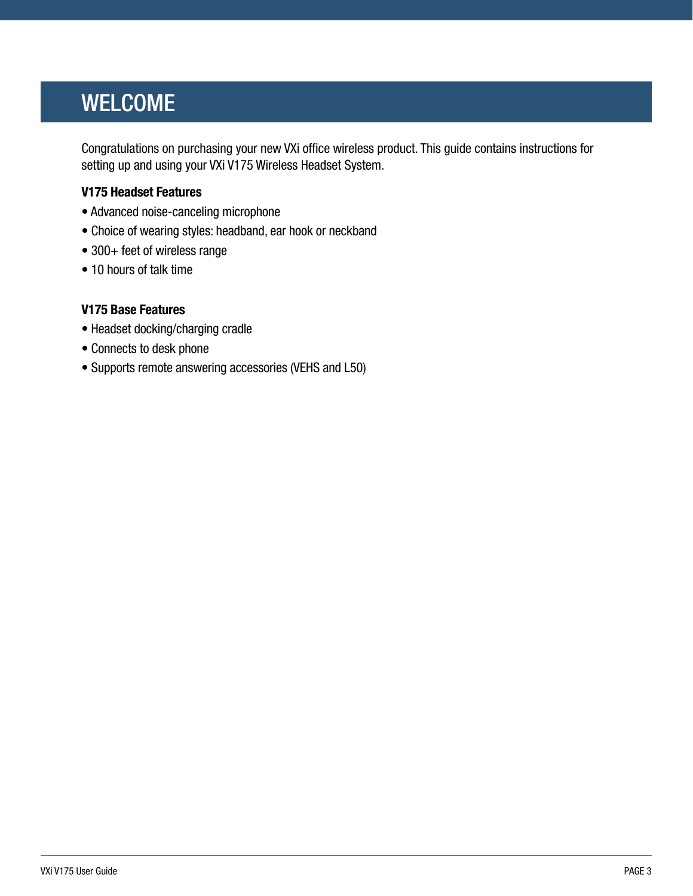# WELCOME

Congratulations on purchasing your new VXi office wireless product. This guide contains instructions for setting up and using your VXi V175 Wireless Headset System.

**V175 Headset Features**

- Advanced noise-canceling microphone
- Choice of wearing styles: headband, ear hook or neckband
- 300+ feet of wireless range
- 10 hours of talk time

**V175 Base Features**

- Headset docking/charging cradle
- Connects to desk phone
- Supports remote answering accessories (VEHS and L50)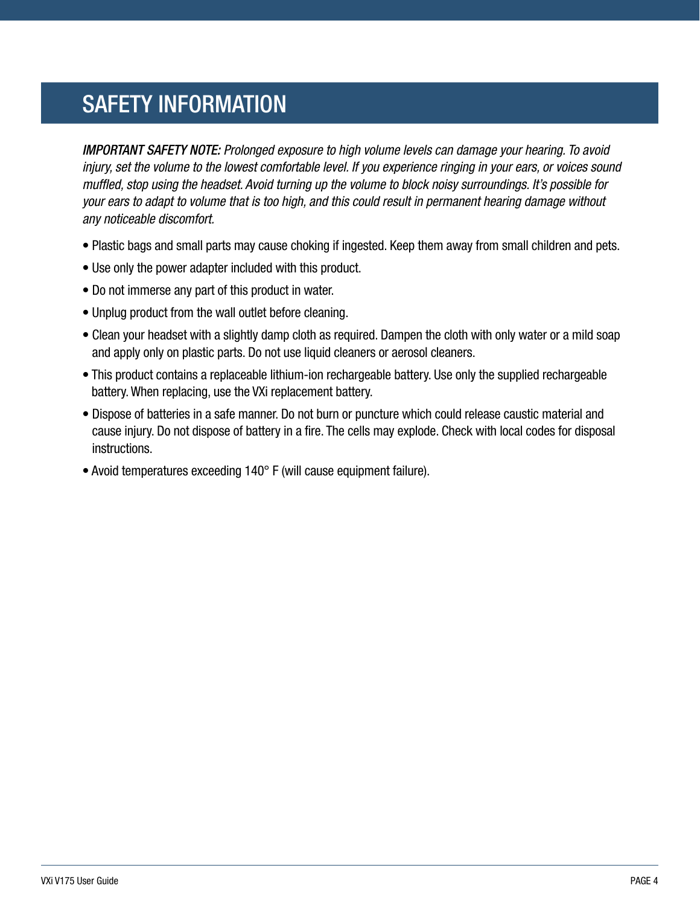## SAFETY INFORMATION

***IMPORTANT SAFETY NOTE:*** *Prolonged exposure to high volume levels can damage your hearing. To avoid injury, set the volume to the lowest comfortable level. If you experience ringing in your ears, or voices sound muffled, stop using the headset. Avoid turning up the volume to block noisy surroundings. It's possible for your ears to adapt to volume that is too high, and this could result in permanent hearing damage without any noticeable discomfort.*

- Plastic bags and small parts may cause choking if ingested. Keep them away from small children and pets.
- Use only the power adapter included with this product.
- Do not immerse any part of this product in water.
- Unplug product from the wall outlet before cleaning.
- Clean your headset with a slightly damp cloth as required. Dampen the cloth with only water or a mild soap and apply only on plastic parts. Do not use liquid cleaners or aerosol cleaners.
- This product contains a replaceable lithium-ion rechargeable battery. Use only the supplied rechargeable battery. When replacing, use the VXi replacement battery.
- Dispose of batteries in a safe manner. Do not burn or puncture which could release caustic material and cause injury. Do not dispose of battery in a fire. The cells may explode. Check with local codes for disposal instructions.
- Avoid temperatures exceeding 140° F (will cause equipment failure).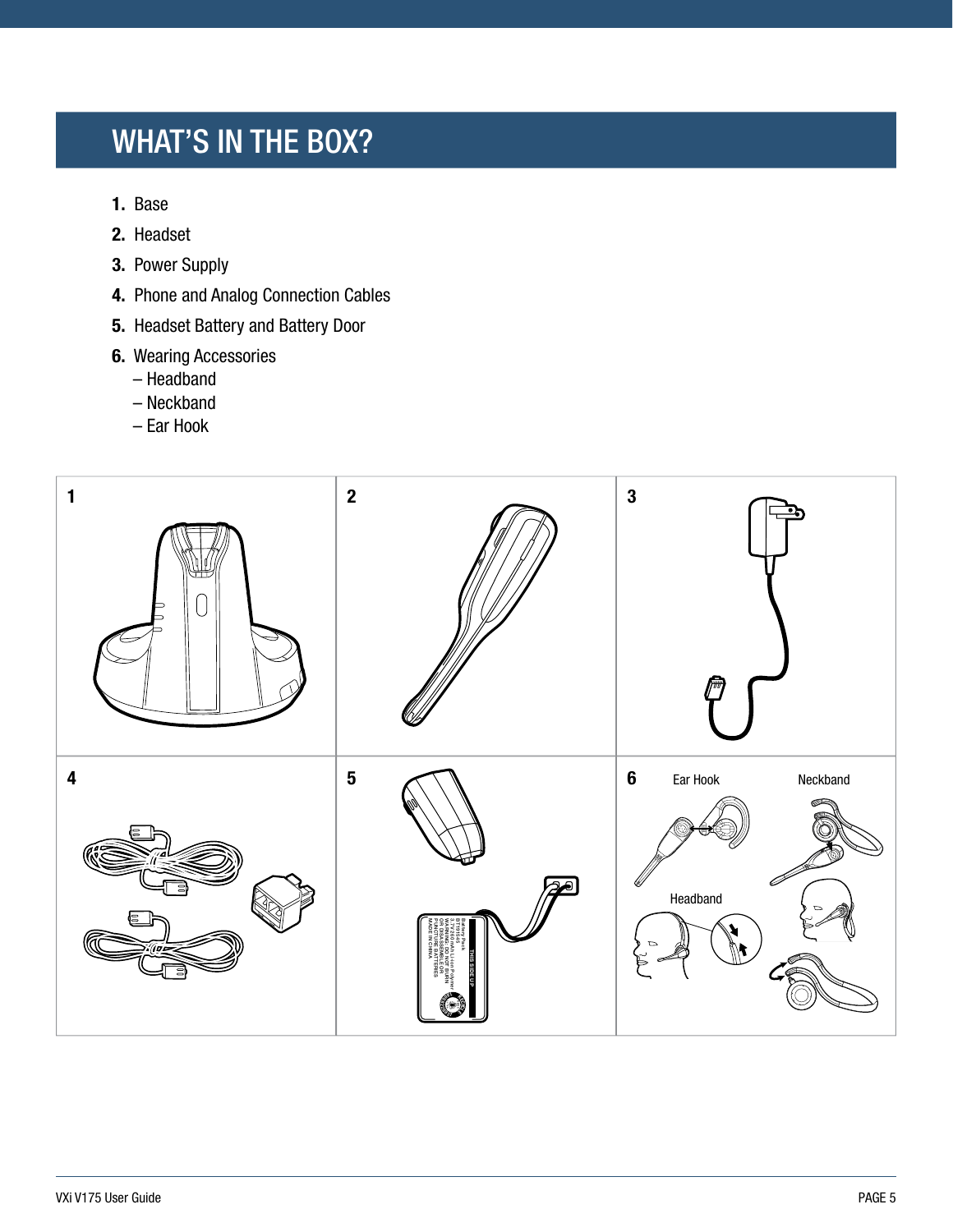# WHAT'S IN THE BOX?

1. Base
2. Headset
3. Power Supply
4. Phone and Analog Connection Cables
5. Headset Battery and Battery Door
6. Wearing Accessories
   – Headband
   – Neckband
   – Ear Hook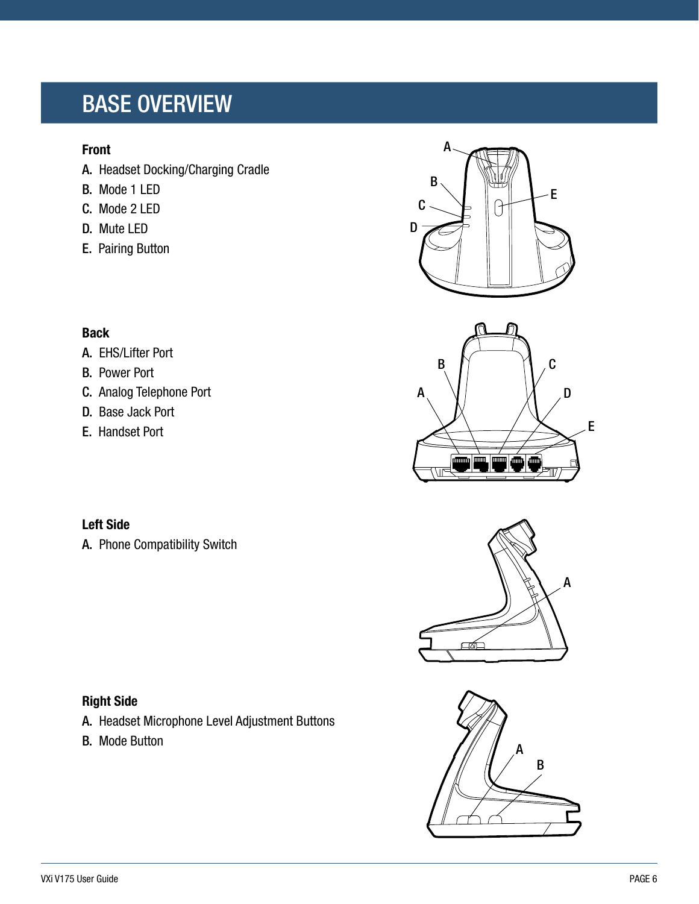# BASE OVERVIEW

**Front**

A. Headset Docking/Charging Cradle
B. Mode 1 LED
C. Mode 2 LED
D. Mute LED
E. Pairing Button

**Back**

A. EHS/Lifter Port
B. Power Port
C. Analog Telephone Port
D. Base Jack Port
E. Handset Port

**Left Side**

A. Phone Compatibility Switch

**Right Side**

A. Headset Microphone Level Adjustment Buttons
B. Mode Button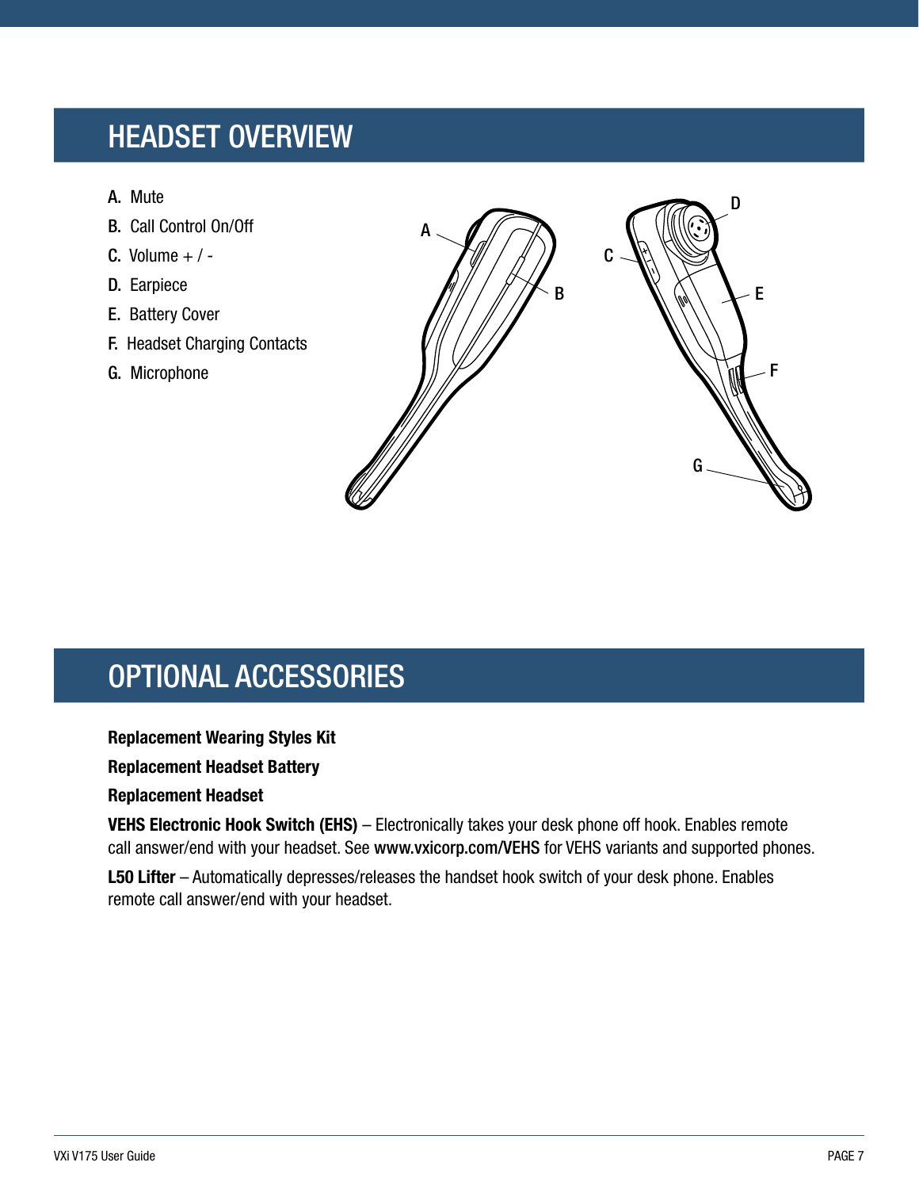# HEADSET OVERVIEW

A. Mute
B. Call Control On/Off
C. Volume + / -
D. Earpiece
E. Battery Cover
F. Headset Charging Contacts
G. Microphone

# OPTIONAL ACCESSORIES

**Replacement Wearing Styles Kit**

**Replacement Headset Battery**

**Replacement Headset**

**VEHS Electronic Hook Switch (EHS)** – Electronically takes your desk phone off hook. Enables remote call answer/end with your headset. See **www.vxicorp.com/VEHS** for VEHS variants and supported phones.

**L50 Lifter** – Automatically depresses/releases the handset hook switch of your desk phone. Enables remote call answer/end with your headset.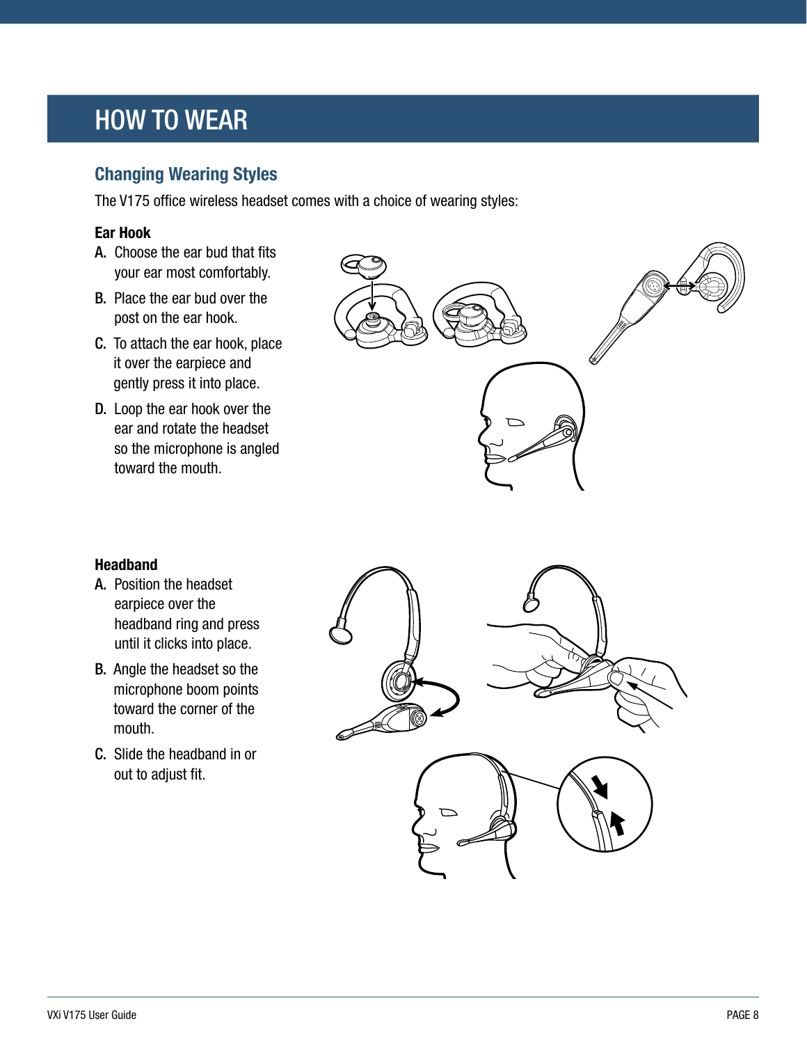# HOW TO WEAR

## Changing Wearing Styles

The V175 office wireless headset comes with a choice of wearing styles:

**Ear Hook**

A. Choose the ear bud that fits your ear most comfortably.

B. Place the ear bud over the post on the ear hook.

C. To attach the ear hook, place it over the earpiece and gently press it into place.

D. Loop the ear hook over the ear and rotate the headset so the microphone is angled toward the mouth.

**Headband**

A. Position the headset earpiece over the headband ring and press until it clicks into place.

B. Angle the headset so the microphone boom points toward the corner of the mouth.

C. Slide the headband in or out to adjust fit.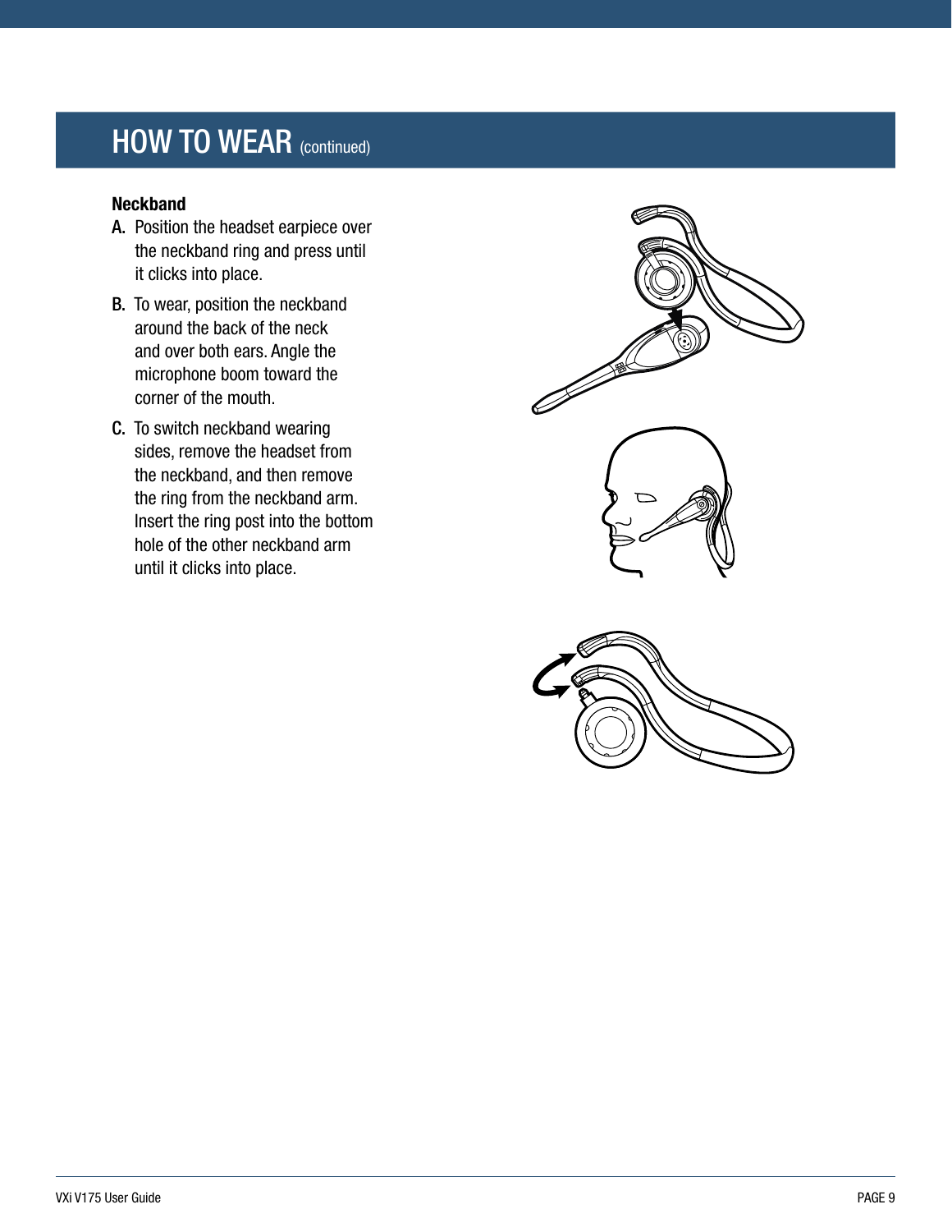## HOW TO WEAR (continued)

**Neckband**

A. Position the headset earpiece over the neckband ring and press until it clicks into place.

B. To wear, position the neckband around the back of the neck and over both ears. Angle the microphone boom toward the corner of the mouth.

C. To switch neckband wearing sides, remove the headset from the neckband, and then remove the ring from the neckband arm. Insert the ring post into the bottom hole of the other neckband arm until it clicks into place.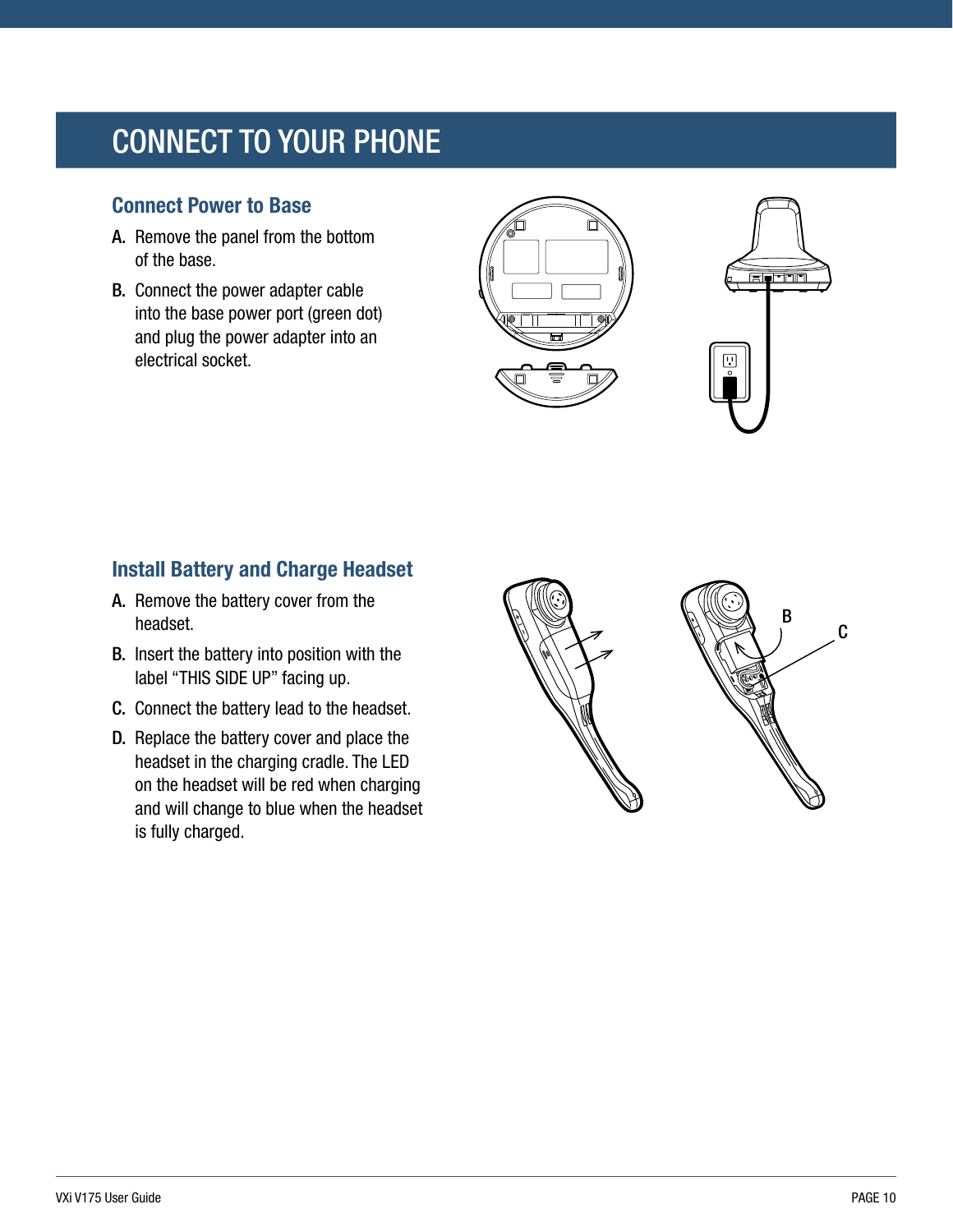# CONNECT TO YOUR PHONE

## Connect Power to Base

A. Remove the panel from the bottom of the base.

B. Connect the power adapter cable into the base power port (green dot) and plug the power adapter into an electrical socket.

## Install Battery and Charge Headset

A. Remove the battery cover from the headset.

B. Insert the battery into position with the label “THIS SIDE UP” facing up.

C. Connect the battery lead to the headset.

D. Replace the battery cover and place the headset in the charging cradle. The LED on the headset will be red when charging and will change to blue when the headset is fully charged.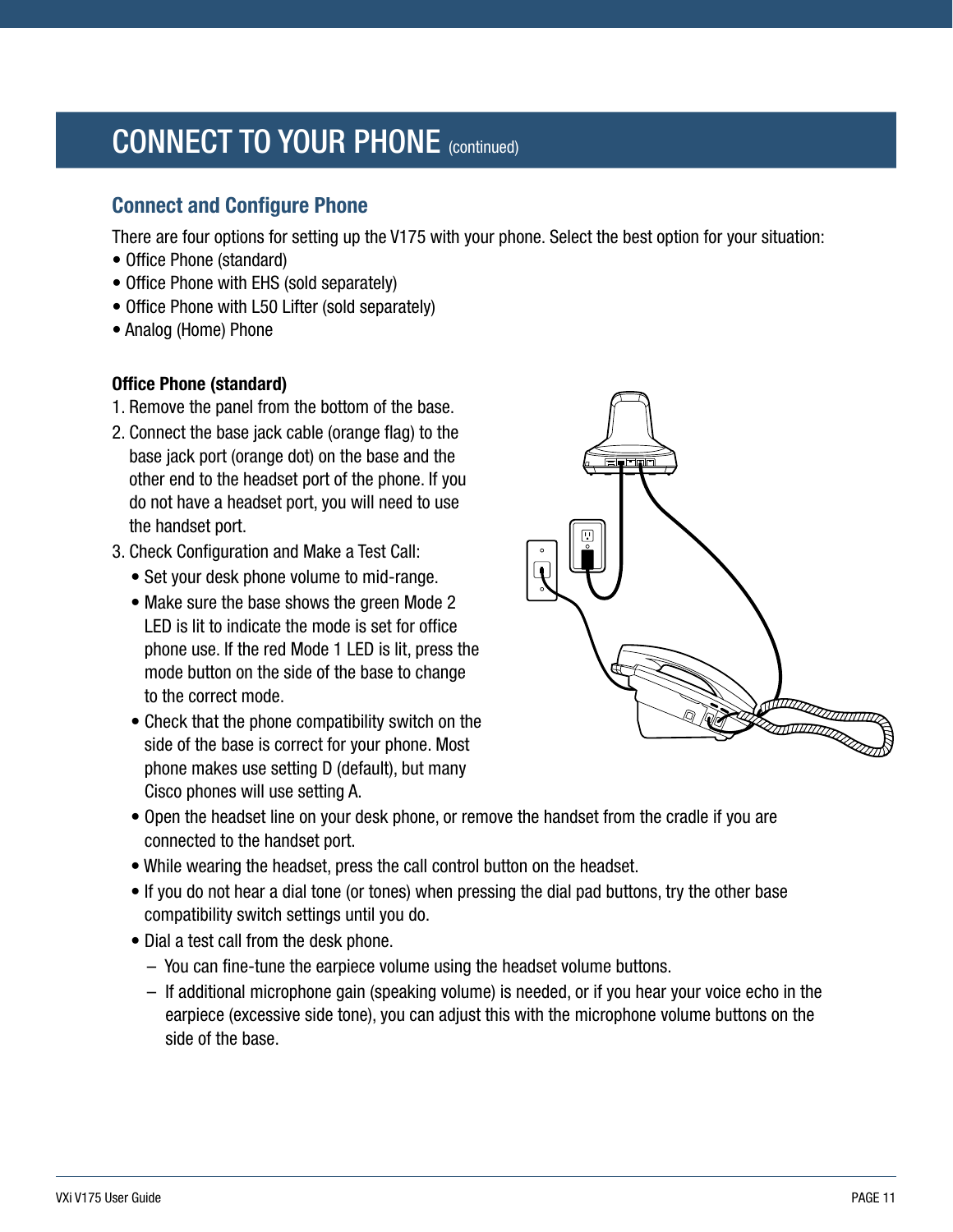# CONNECT TO YOUR PHONE (continued)

## Connect and Configure Phone

There are four options for setting up the V175 with your phone. Select the best option for your situation:

- Office Phone (standard)
- Office Phone with EHS (sold separately)
- Office Phone with L50 Lifter (sold separately)
- Analog (Home) Phone

**Office Phone (standard)**

1. Remove the panel from the bottom of the base.
2. Connect the base jack cable (orange flag) to the base jack port (orange dot) on the base and the other end to the headset port of the phone. If you do not have a headset port, you will need to use the handset port.
3. Check Configuration and Make a Test Call:
   - Set your desk phone volume to mid-range.
   - Make sure the base shows the green Mode 2 LED is lit to indicate the mode is set for office phone use. If the red Mode 1 LED is lit, press the mode button on the side of the base to change to the correct mode.
   - Check that the phone compatibility switch on the side of the base is correct for your phone. Most phone makes use setting D (default), but many Cisco phones will use setting A.
   - Open the headset line on your desk phone, or remove the handset from the cradle if you are connected to the handset port.
   - While wearing the headset, press the call control button on the headset.
   - If you do not hear a dial tone (or tones) when pressing the dial pad buttons, try the other base compatibility switch settings until you do.
   - Dial a test call from the desk phone.
     - You can fine-tune the earpiece volume using the headset volume buttons.
     - If additional microphone gain (speaking volume) is needed, or if you hear your voice echo in the earpiece (excessive side tone), you can adjust this with the microphone volume buttons on the side of the base.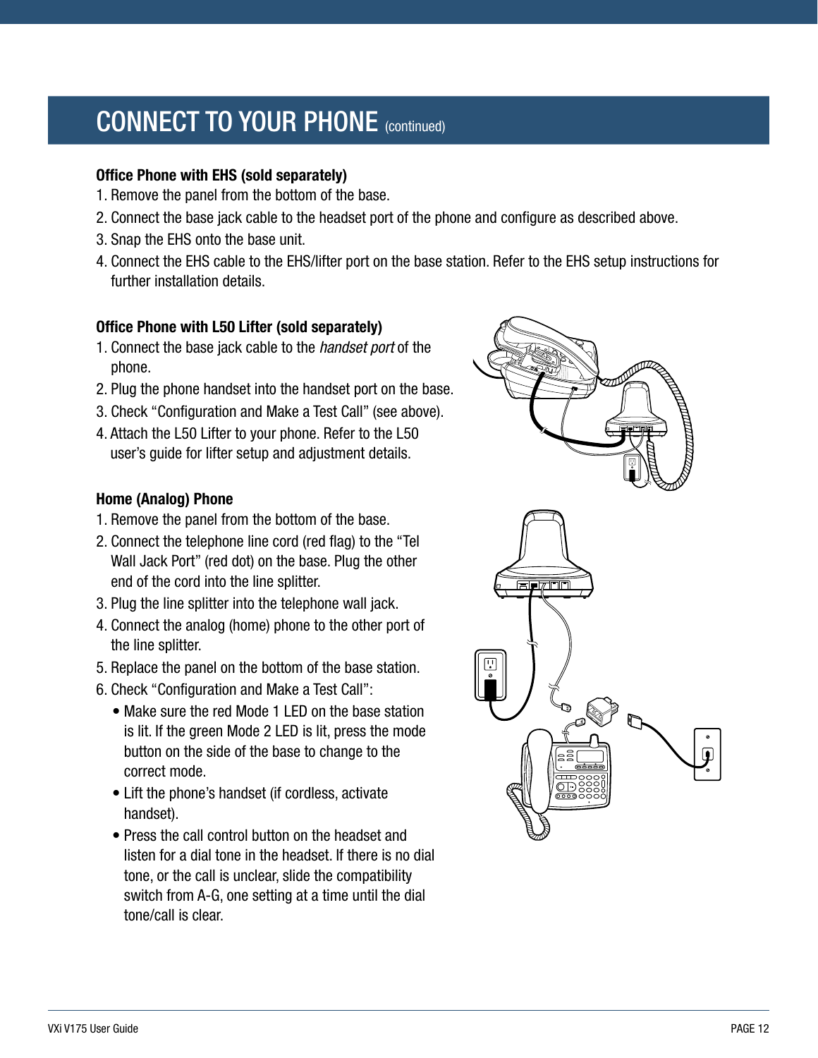# CONNECT TO YOUR PHONE (continued)

**Office Phone with EHS (sold separately)**

1. Remove the panel from the bottom of the base.
2. Connect the base jack cable to the headset port of the phone and configure as described above.
3. Snap the EHS onto the base unit.
4. Connect the EHS cable to the EHS/lifter port on the base station. Refer to the EHS setup instructions for further installation details.

**Office Phone with L50 Lifter (sold separately)**

1. Connect the base jack cable to the *handset port* of the phone.
2. Plug the phone handset into the handset port on the base.
3. Check "Configuration and Make a Test Call" (see above).
4. Attach the L50 Lifter to your phone. Refer to the L50 user's guide for lifter setup and adjustment details.

**Home (Analog) Phone**

1. Remove the panel from the bottom of the base.
2. Connect the telephone line cord (red flag) to the "Tel Wall Jack Port" (red dot) on the base. Plug the other end of the cord into the line splitter.
3. Plug the line splitter into the telephone wall jack.
4. Connect the analog (home) phone to the other port of the line splitter.
5. Replace the panel on the bottom of the base station.
6. Check "Configuration and Make a Test Call":
   - Make sure the red Mode 1 LED on the base station is lit. If the green Mode 2 LED is lit, press the mode button on the side of the base to change to the correct mode.
   - Lift the phone's handset (if cordless, activate handset).
   - Press the call control button on the headset and listen for a dial tone in the headset. If there is no dial tone, or the call is unclear, slide the compatibility switch from A-G, one setting at a time until the dial tone/call is clear.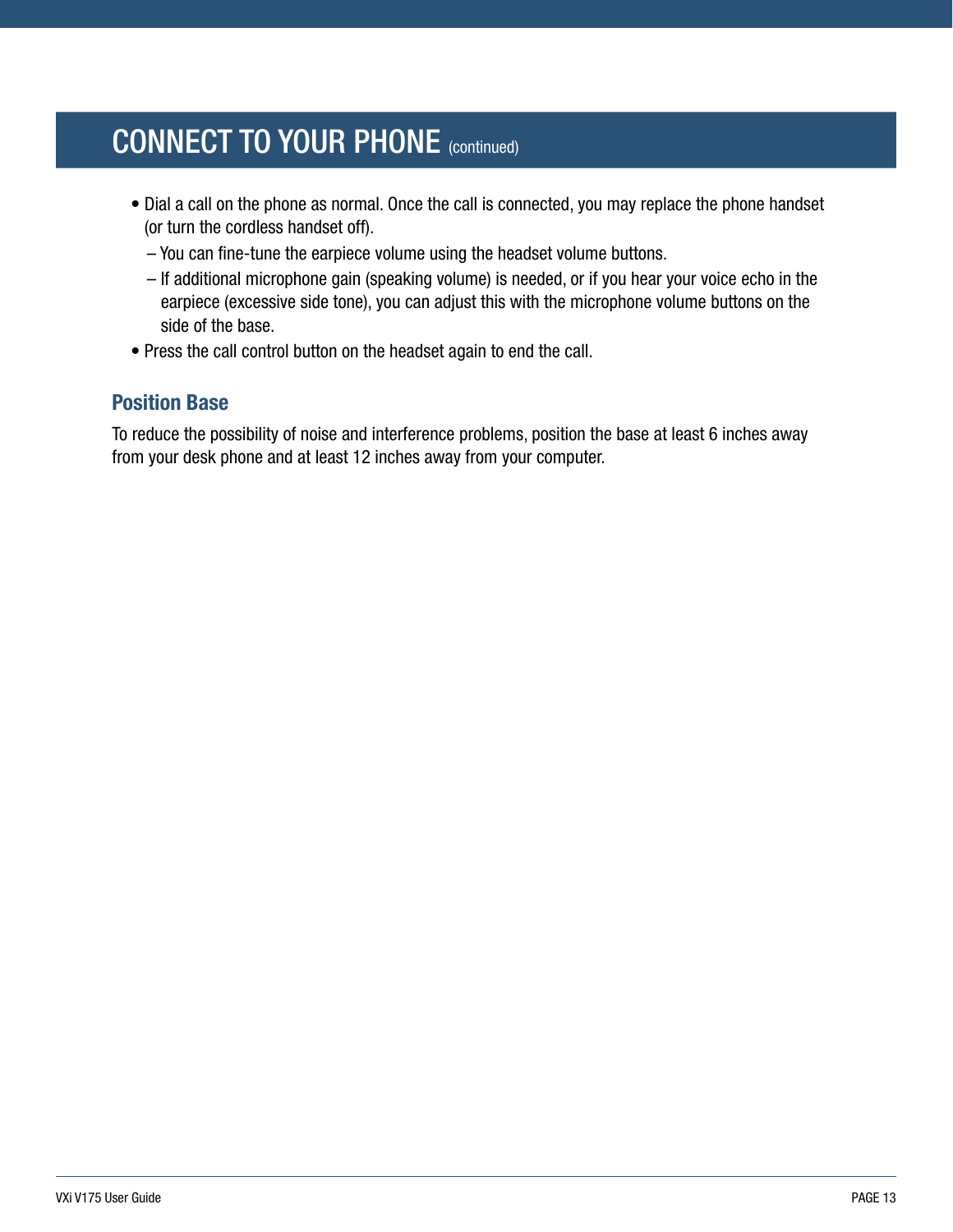## CONNECT TO YOUR PHONE (continued)

- Dial a call on the phone as normal. Once the call is connected, you may replace the phone handset (or turn the cordless handset off).
  - You can fine-tune the earpiece volume using the headset volume buttons.
  - If additional microphone gain (speaking volume) is needed, or if you hear your voice echo in the earpiece (excessive side tone), you can adjust this with the microphone volume buttons on the side of the base.
- Press the call control button on the headset again to end the call.

### Position Base

To reduce the possibility of noise and interference problems, position the base at least 6 inches away from your desk phone and at least 12 inches away from your computer.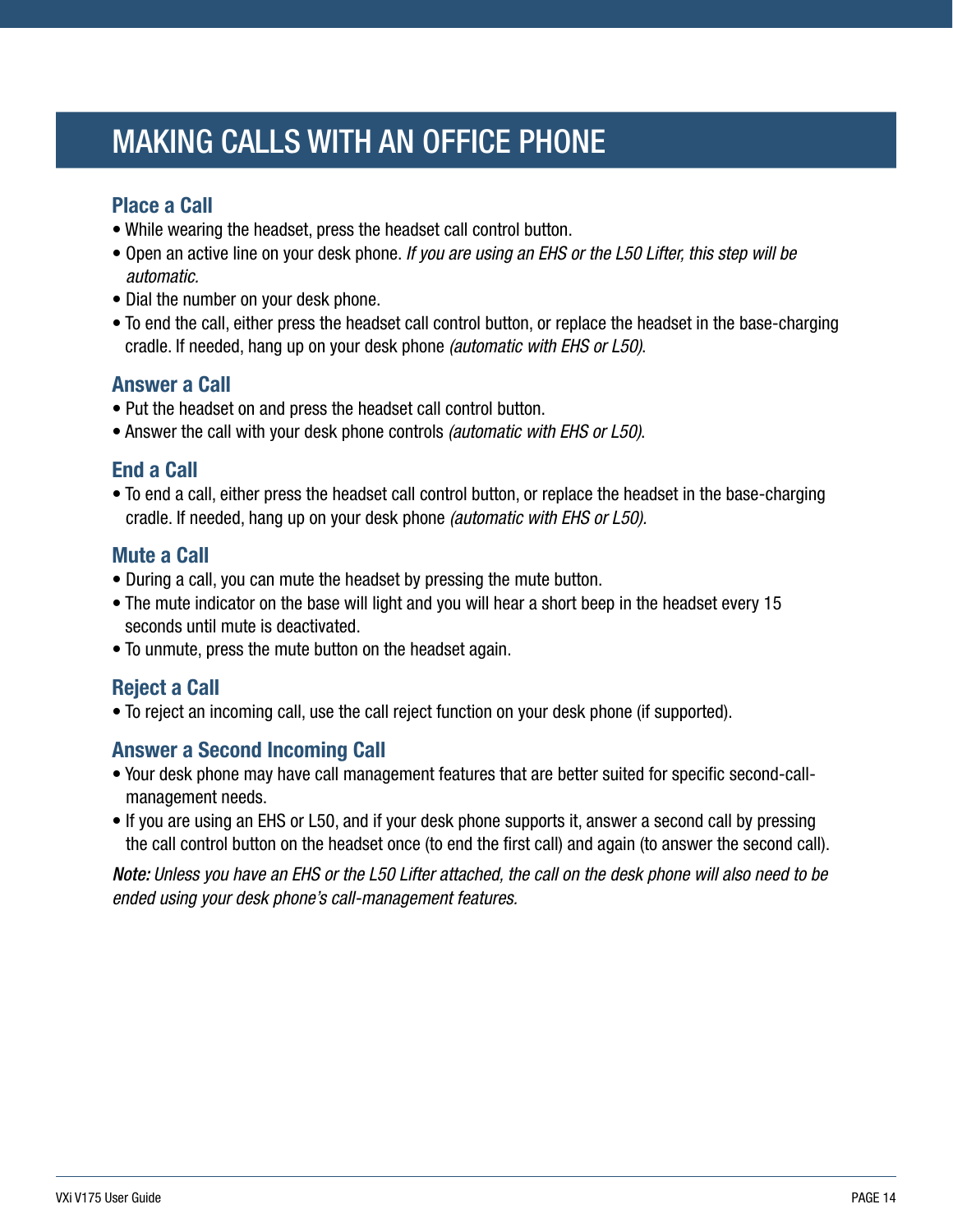# MAKING CALLS WITH AN OFFICE PHONE

## Place a Call

- While wearing the headset, press the headset call control button.
- Open an active line on your desk phone. *If you are using an EHS or the L50 Lifter, this step will be automatic.*
- Dial the number on your desk phone.
- To end the call, either press the headset call control button, or replace the headset in the base-charging cradle. If needed, hang up on your desk phone *(automatic with EHS or L50)*.

## Answer a Call

- Put the headset on and press the headset call control button.
- Answer the call with your desk phone controls *(automatic with EHS or L50)*.

## End a Call

- To end a call, either press the headset call control button, or replace the headset in the base-charging cradle. If needed, hang up on your desk phone *(automatic with EHS or L50)*.

## Mute a Call

- During a call, you can mute the headset by pressing the mute button.
- The mute indicator on the base will light and you will hear a short beep in the headset every 15 seconds until mute is deactivated.
- To unmute, press the mute button on the headset again.

## Reject a Call

- To reject an incoming call, use the call reject function on your desk phone (if supported).

## Answer a Second Incoming Call

- Your desk phone may have call management features that are better suited for specific second-call-management needs.
- If you are using an EHS or L50, and if your desk phone supports it, answer a second call by pressing the call control button on the headset once (to end the first call) and again (to answer the second call).

***Note:*** *Unless you have an EHS or the L50 Lifter attached, the call on the desk phone will also need to be ended using your desk phone's call-management features.*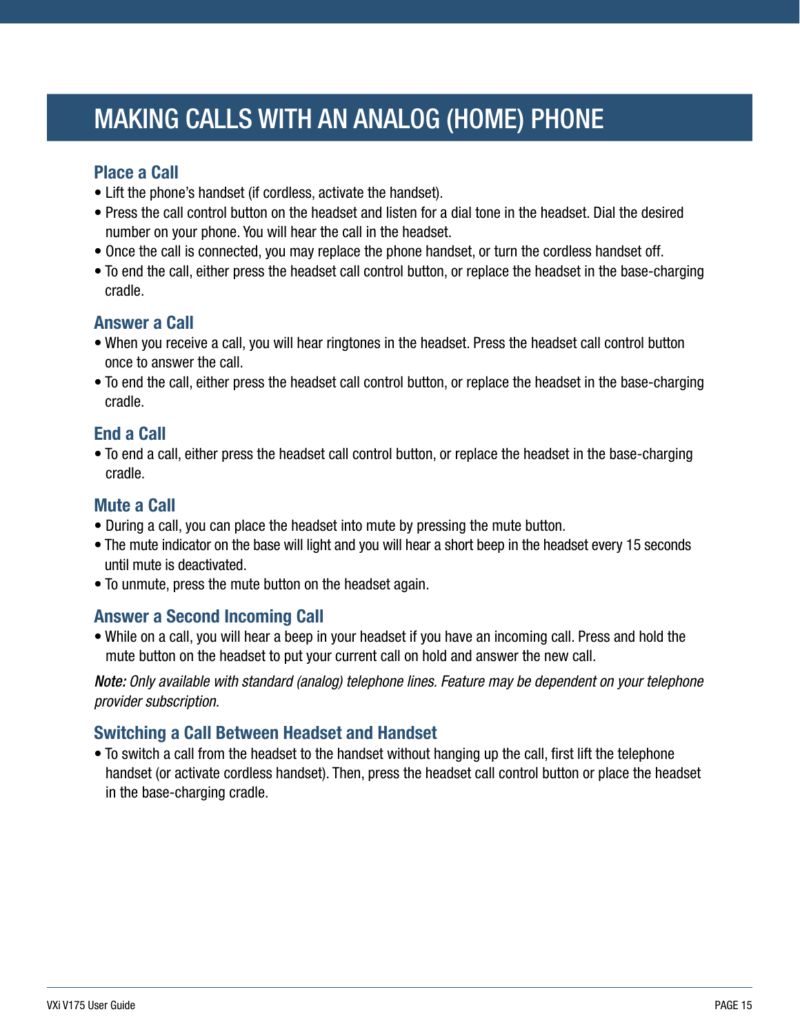# MAKING CALLS WITH AN ANALOG (HOME) PHONE

## Place a Call

- Lift the phone's handset (if cordless, activate the handset).
- Press the call control button on the headset and listen for a dial tone in the headset. Dial the desired number on your phone. You will hear the call in the headset.
- Once the call is connected, you may replace the phone handset, or turn the cordless handset off.
- To end the call, either press the headset call control button, or replace the headset in the base-charging cradle.

## Answer a Call

- When you receive a call, you will hear ringtones in the headset. Press the headset call control button once to answer the call.
- To end the call, either press the headset call control button, or replace the headset in the base-charging cradle.

## End a Call

- To end a call, either press the headset call control button, or replace the headset in the base-charging cradle.

## Mute a Call

- During a call, you can place the headset into mute by pressing the mute button.
- The mute indicator on the base will light and you will hear a short beep in the headset every 15 seconds until mute is deactivated.
- To unmute, press the mute button on the headset again.

## Answer a Second Incoming Call

- While on a call, you will hear a beep in your headset if you have an incoming call. Press and hold the mute button on the headset to put your current call on hold and answer the new call.

***Note:*** *Only available with standard (analog) telephone lines. Feature may be dependent on your telephone provider subscription.*

## Switching a Call Between Headset and Handset

- To switch a call from the headset to the handset without hanging up the call, first lift the telephone handset (or activate cordless handset). Then, press the headset call control button or place the headset in the base-charging cradle.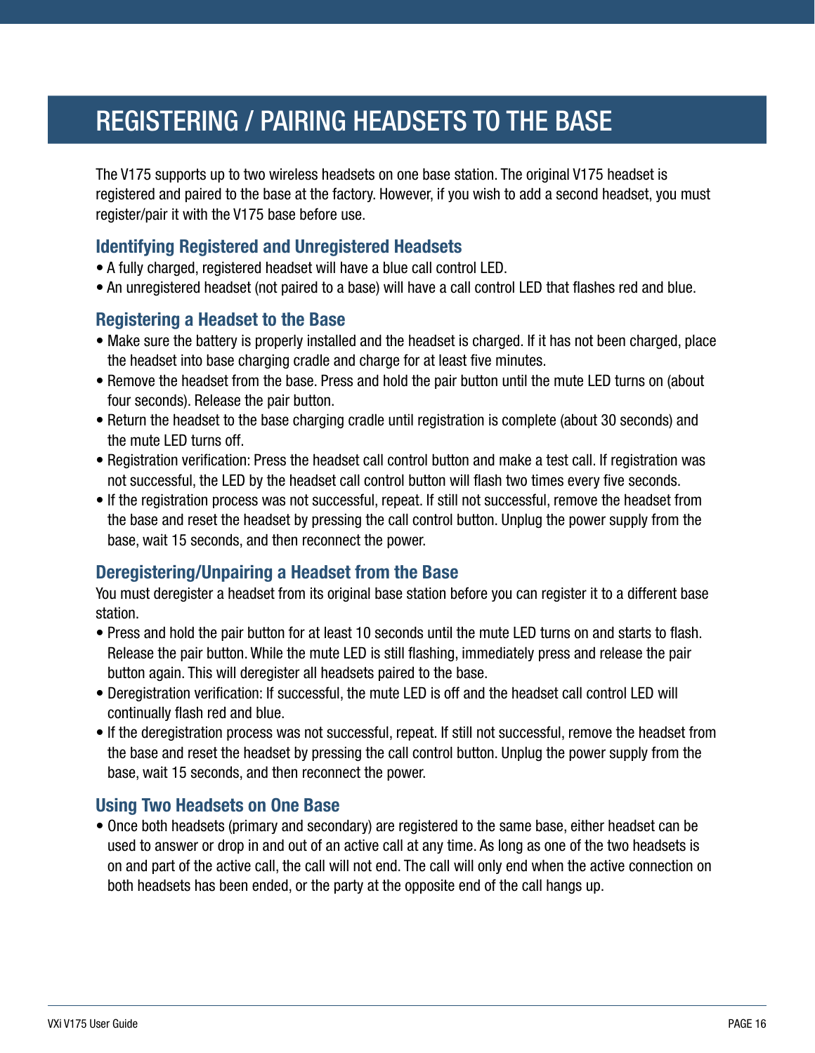# REGISTERING / PAIRING HEADSETS TO THE BASE

The V175 supports up to two wireless headsets on one base station. The original V175 headset is registered and paired to the base at the factory. However, if you wish to add a second headset, you must register/pair it with the V175 base before use.

## Identifying Registered and Unregistered Headsets

- A fully charged, registered headset will have a blue call control LED.
- An unregistered headset (not paired to a base) will have a call control LED that flashes red and blue.

## Registering a Headset to the Base

- Make sure the battery is properly installed and the headset is charged. If it has not been charged, place the headset into base charging cradle and charge for at least five minutes.
- Remove the headset from the base. Press and hold the pair button until the mute LED turns on (about four seconds). Release the pair button.
- Return the headset to the base charging cradle until registration is complete (about 30 seconds) and the mute LED turns off.
- Registration verification: Press the headset call control button and make a test call. If registration was not successful, the LED by the headset call control button will flash two times every five seconds.
- If the registration process was not successful, repeat. If still not successful, remove the headset from the base and reset the headset by pressing the call control button. Unplug the power supply from the base, wait 15 seconds, and then reconnect the power.

## Deregistering/Unpairing a Headset from the Base

You must deregister a headset from its original base station before you can register it to a different base station.

- Press and hold the pair button for at least 10 seconds until the mute LED turns on and starts to flash. Release the pair button. While the mute LED is still flashing, immediately press and release the pair button again. This will deregister all headsets paired to the base.
- Deregistration verification: If successful, the mute LED is off and the headset call control LED will continually flash red and blue.
- If the deregistration process was not successful, repeat. If still not successful, remove the headset from the base and reset the headset by pressing the call control button. Unplug the power supply from the base, wait 15 seconds, and then reconnect the power.

## Using Two Headsets on One Base

- Once both headsets (primary and secondary) are registered to the same base, either headset can be used to answer or drop in and out of an active call at any time. As long as one of the two headsets is on and part of the active call, the call will not end. The call will only end when the active connection on both headsets has been ended, or the party at the opposite end of the call hangs up.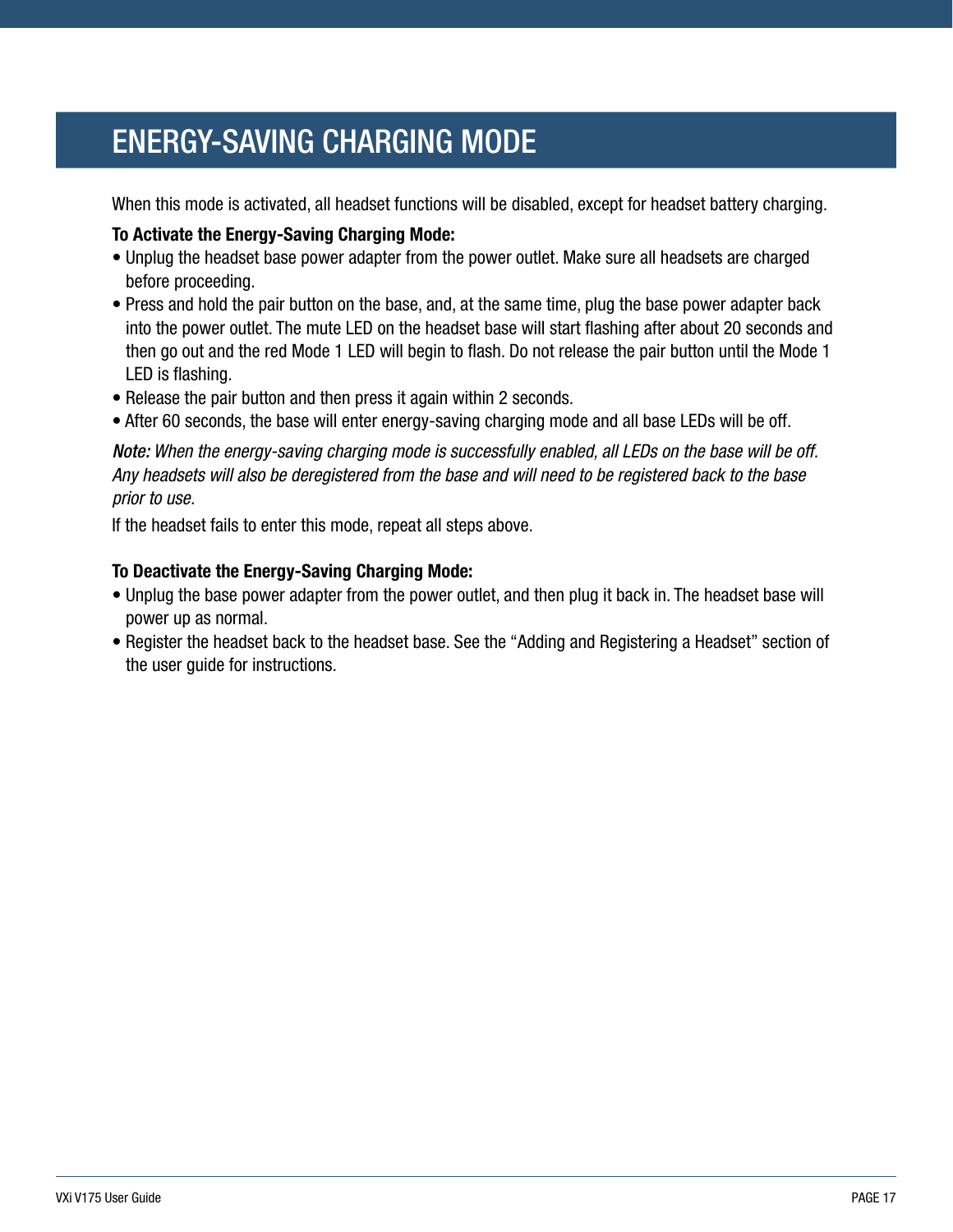# ENERGY-SAVING CHARGING MODE

When this mode is activated, all headset functions will be disabled, except for headset battery charging.

**To Activate the Energy-Saving Charging Mode:**

- Unplug the headset base power adapter from the power outlet. Make sure all headsets are charged before proceeding.
- Press and hold the pair button on the base, and, at the same time, plug the base power adapter back into the power outlet. The mute LED on the headset base will start flashing after about 20 seconds and then go out and the red Mode 1 LED will begin to flash. Do not release the pair button until the Mode 1 LED is flashing.
- Release the pair button and then press it again within 2 seconds.
- After 60 seconds, the base will enter energy-saving charging mode and all base LEDs will be off.

***Note:*** *When the energy-saving charging mode is successfully enabled, all LEDs on the base will be off. Any headsets will also be deregistered from the base and will need to be registered back to the base prior to use.*

If the headset fails to enter this mode, repeat all steps above.

**To Deactivate the Energy-Saving Charging Mode:**

- Unplug the base power adapter from the power outlet, and then plug it back in. The headset base will power up as normal.
- Register the headset back to the headset base. See the “Adding and Registering a Headset” section of the user guide for instructions.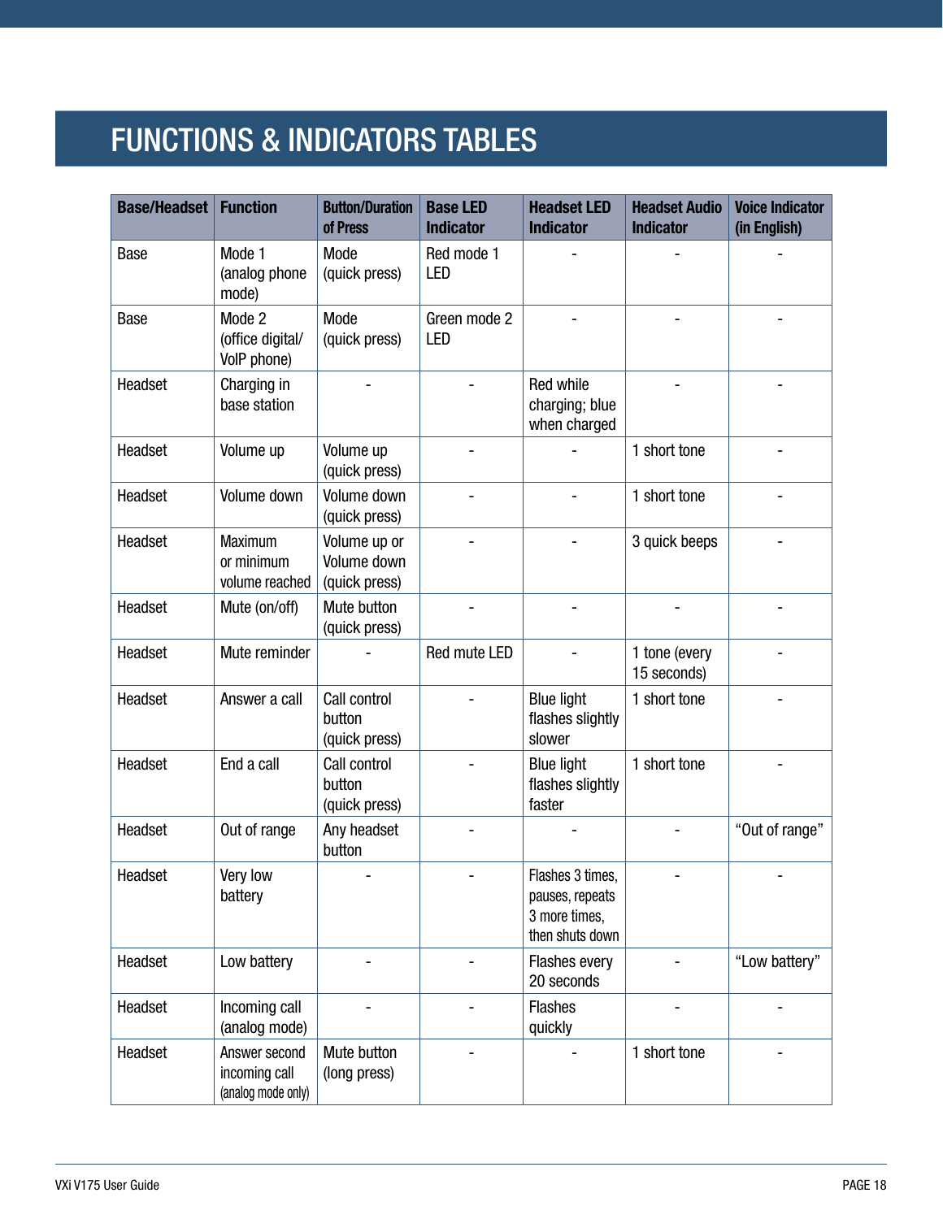# FUNCTIONS & INDICATORS TABLES

| Base/Headset | Function | Button/Duration of Press | Base LED Indicator | Headset LED Indicator | Headset Audio Indicator | Voice Indicator (in English) |
|---|---|---|---|---|---|---|
| Base | Mode 1 (analog phone mode) | Mode (quick press) | Red mode 1 LED | - | - | - |
| Base | Mode 2 (office digital/ VoIP phone) | Mode (quick press) | Green mode 2 LED | - | - | - |
| Headset | Charging in base station | - | - | Red while charging; blue when charged | - | - |
| Headset | Volume up | Volume up (quick press) | - | - | 1 short tone | - |
| Headset | Volume down | Volume down (quick press) | - | - | 1 short tone | - |
| Headset | Maximum or minimum volume reached | Volume up or Volume down (quick press) | - | - | 3 quick beeps | - |
| Headset | Mute (on/off) | Mute button (quick press) | - | - | - | - |
| Headset | Mute reminder | - | Red mute LED | - | 1 tone (every 15 seconds) | - |
| Headset | Answer a call | Call control button (quick press) | - | Blue light flashes slightly slower | 1 short tone | - |
| Headset | End a call | Call control button (quick press) | - | Blue light flashes slightly faster | 1 short tone | - |
| Headset | Out of range | Any headset button | - | - | - | "Out of range" |
| Headset | Very low battery | - | - | Flashes 3 times, pauses, repeats 3 more times, then shuts down | - | - |
| Headset | Low battery | - | - | Flashes every 20 seconds | - | "Low battery" |
| Headset | Incoming call (analog mode) | - | - | Flashes quickly | - | - |
| Headset | Answer second incoming call (analog mode only) | Mute button (long press) | - | - | 1 short tone | - |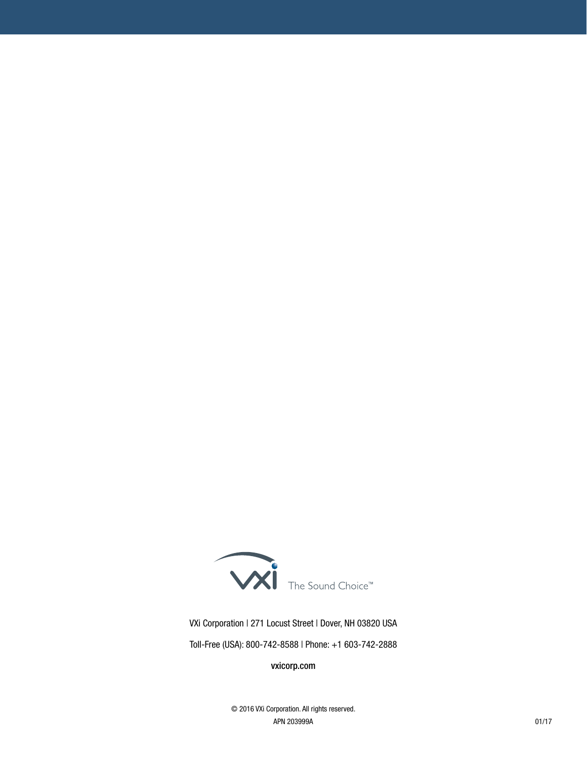The Sound Choice™

VXi Corporation | 271 Locust Street | Dover, NH 03820 USA

Toll-Free (USA): 800-742-8588 | Phone: +1 603-742-2888

vxicorp.com

© 2016 VXi Corporation. All rights reserved.

APN 203999A

01/17